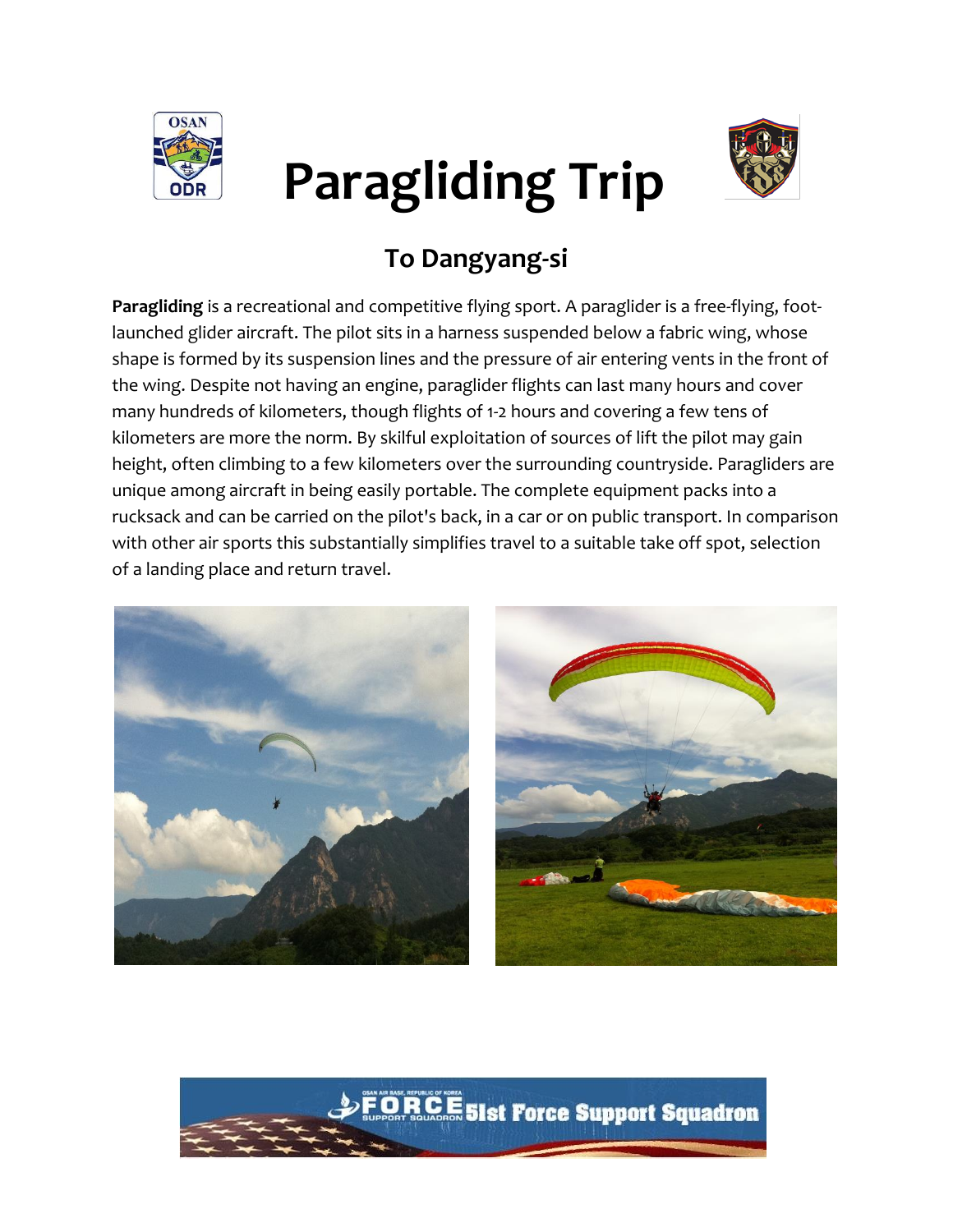# Paragliding Trip

## To Dangyang-si

**Paragliding** is a recreational and competitive flying sport. A paraglider is a free-flying, foot-launched glider aircraft. The pilot sits in a harness suspended below a fabric wing, whose shape is formed by its suspension lines and the pressure of air entering vents in the front of the wing. Despite not having an engine, paraglider flights can last many hours and cover many hundreds of kilometers, though flights of 1-2 hours and covering a few tens of kilometers are more the norm. By skilful exploitation of sources of lift the pilot may gain height, often climbing to a few kilometers over the surrounding countryside. Paragliders are unique among aircraft in being easily portable. The complete equipment packs into a rucksack and can be carried on the pilot's back, in a car or on public transport. In comparison with other air sports this substantially simplifies travel to a suitable take off spot, selection of a landing place and return travel.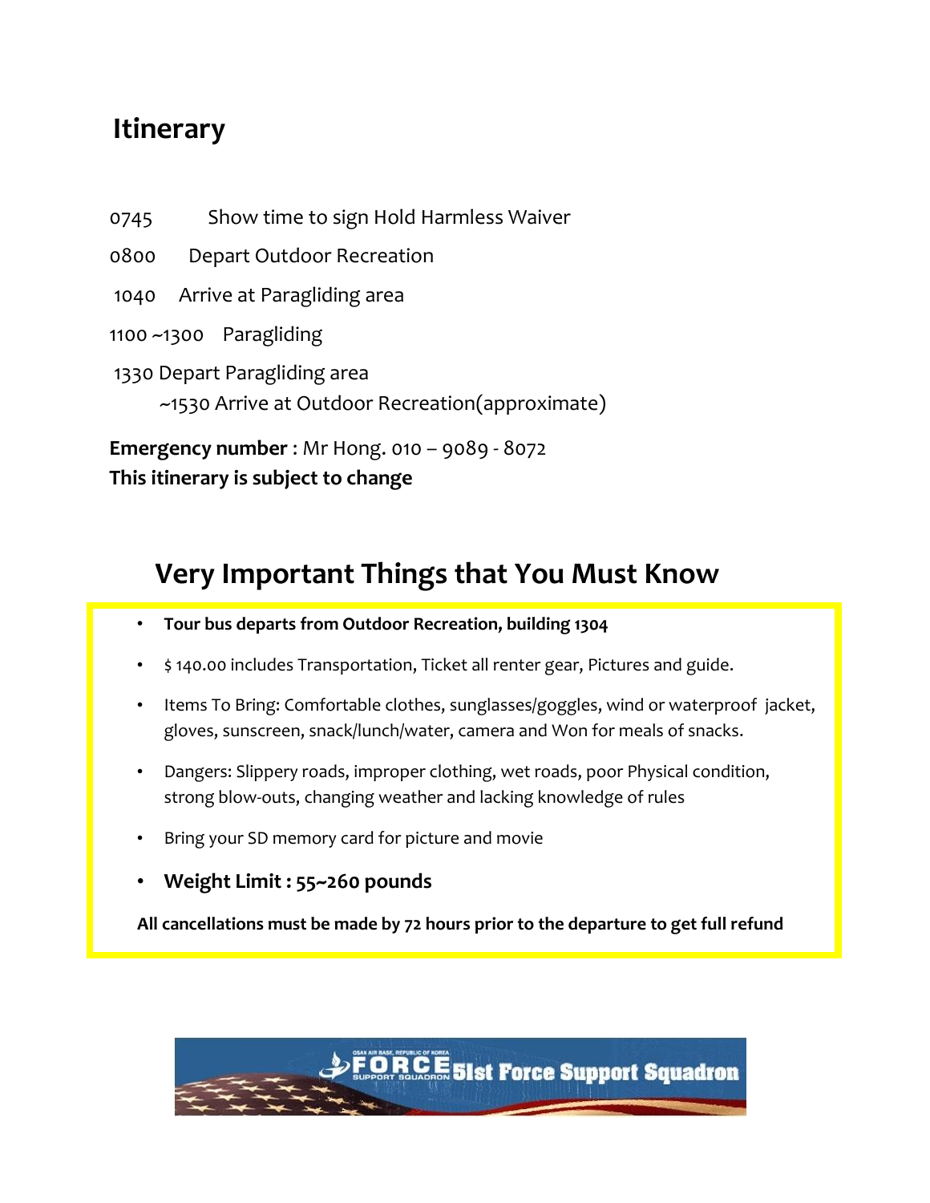## Itinerary

0745 Show time to sign Hold Harmless Waiver

0800 Depart Outdoor Recreation

1040 Arrive at Paragliding area

1100 ~1300 Paragliding

1330 Depart Paragliding area

~1530 Arrive at Outdoor Recreation(approximate)

**Emergency number** : Mr Hong. 010 – 9089 - 8072

**This itinerary is subject to change**

## Very Important Things that You Must Know

- **Tour bus departs from Outdoor Recreation, building 1304**
- $ 140.00 includes Transportation, Ticket all renter gear, Pictures and guide.
- Items To Bring: Comfortable clothes, sunglasses/goggles, wind or waterproof jacket, gloves, sunscreen, snack/lunch/water, camera and Won for meals of snacks.
- Dangers: Slippery roads, improper clothing, wet roads, poor Physical condition, strong blow-outs, changing weather and lacking knowledge of rules
- Bring your SD memory card for picture and movie
- **Weight Limit : 55~260 pounds**

**All cancellations must be made by 72 hours prior to the departure to get full refund**

OSAN AIR BASE, REPUBLIC OF KOREA FORCE SUPPORT SQUADRON 51st Force Support Squadron